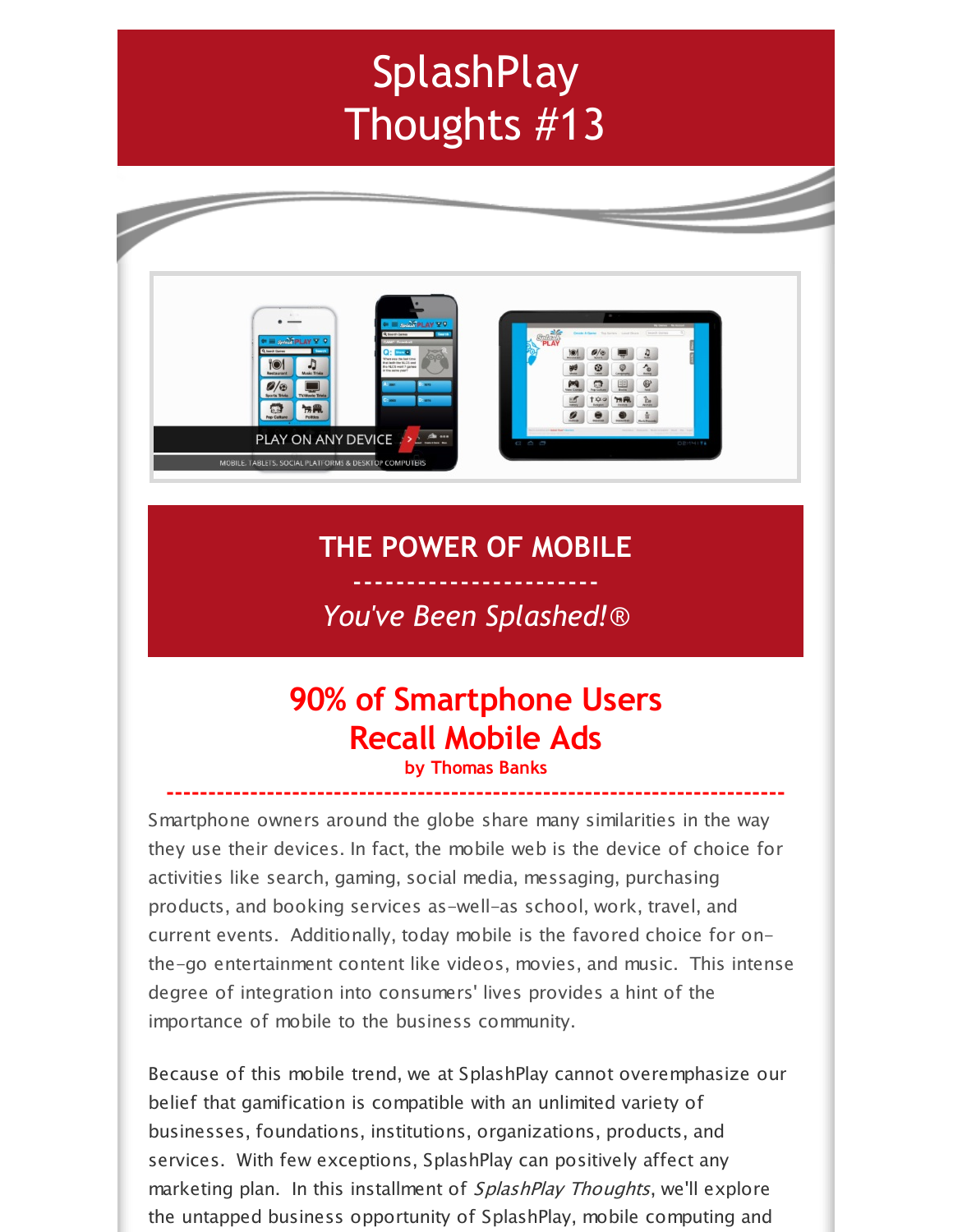# SplashPlay Thoughts #13

PLAY ON ANY DEVICE

MOBILE, TABLETS, SOCIAL PLATFORMS & DESKTOP COMPUTERS

## THE POWER OF MOBILE

-----------------------

*You've Been Splashed!®*

## 90% of Smartphone Users Recall Mobile Ads

**by Thomas Banks**

Smartphone owners around the globe share many similarities in the way they use their devices. In fact, the mobile web is the device of choice for activities like search, gaming, social media, messaging, purchasing products, and booking services as-well-as school, work, travel, and current events. Additionally, today mobile is the favored choice for on-the-go entertainment content like videos, movies, and music. This intense degree of integration into consumers' lives provides a hint of the importance of mobile to the business community.

Because of this mobile trend, we at SplashPlay cannot overemphasize our belief that gamification is compatible with an unlimited variety of businesses, foundations, institutions, organizations, products, and services. With few exceptions, SplashPlay can positively affect any marketing plan. In this installment of *SplashPlay Thoughts*, we'll explore the untapped business opportunity of SplashPlay, mobile computing and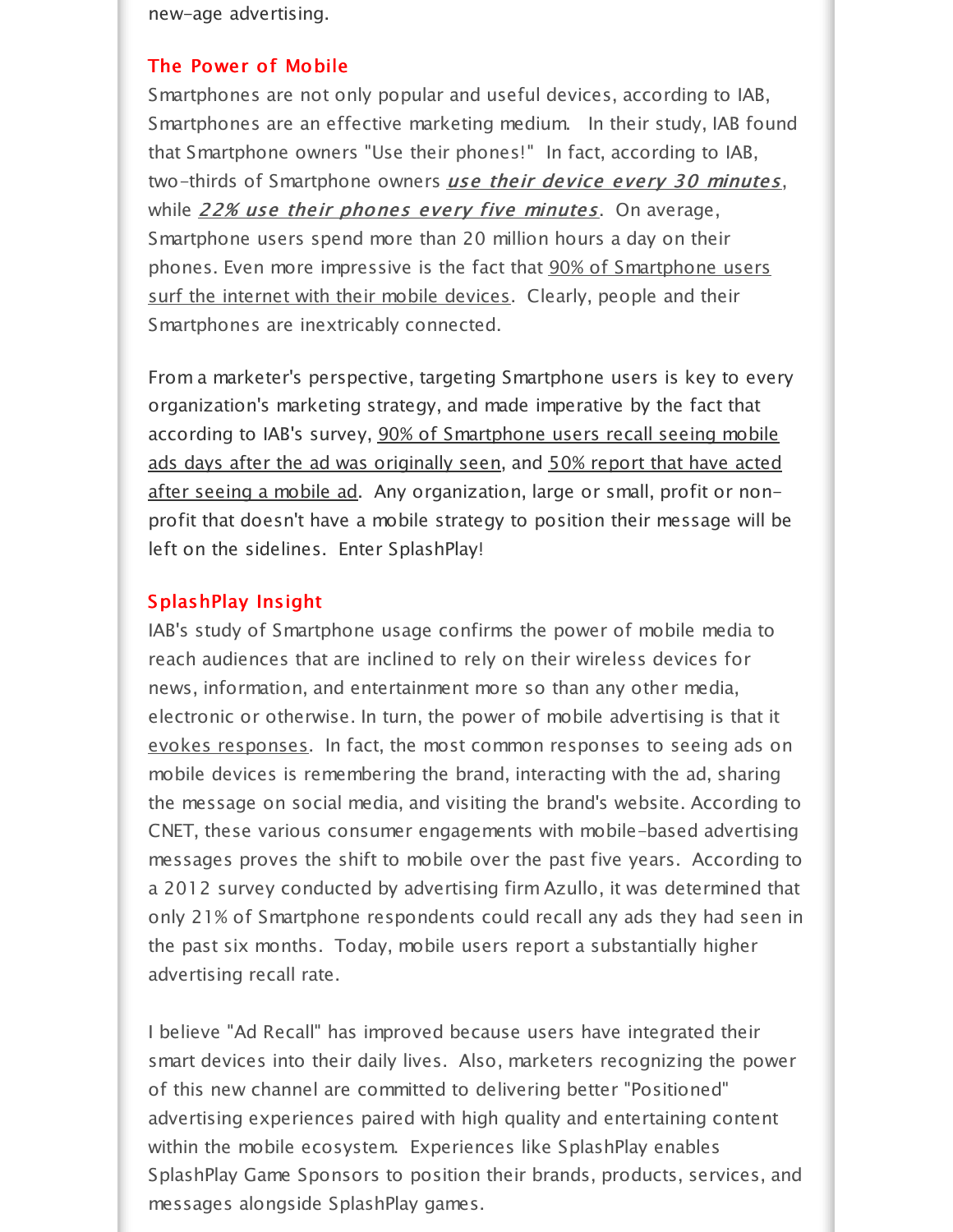new-age advertising.

## The Power of Mobile

Smartphones are not only popular and useful devices, according to IAB, Smartphones are an effective marketing medium. In their study, IAB found that Smartphone owners "Use their phones!" In fact, according to IAB, two-thirds of Smartphone owners ***use their device every 30 minutes***, while ***22% use their phones every five minutes***. On average, Smartphone users spend more than 20 million hours a day on their phones. Even more impressive is the fact that 90% of Smartphone users surf the internet with their mobile devices. Clearly, people and their Smartphones are inextricably connected.

From a marketer's perspective, targeting Smartphone users is key to every organization's marketing strategy, and made imperative by the fact that according to IAB's survey, 90% of Smartphone users recall seeing mobile ads days after the ad was originally seen, and 50% report that have acted after seeing a mobile ad. Any organization, large or small, profit or non-profit that doesn't have a mobile strategy to position their message will be left on the sidelines. Enter SplashPlay!

## SplashPlay Insight

IAB's study of Smartphone usage confirms the power of mobile media to reach audiences that are inclined to rely on their wireless devices for news, information, and entertainment more so than any other media, electronic or otherwise. In turn, the power of mobile advertising is that it evokes responses. In fact, the most common responses to seeing ads on mobile devices is remembering the brand, interacting with the ad, sharing the message on social media, and visiting the brand's website. According to CNET, these various consumer engagements with mobile-based advertising messages proves the shift to mobile over the past five years. According to a 2012 survey conducted by advertising firm Azullo, it was determined that only 21% of Smartphone respondents could recall any ads they had seen in the past six months. Today, mobile users report a substantially higher advertising recall rate.

I believe "Ad Recall" has improved because users have integrated their smart devices into their daily lives. Also, marketers recognizing the power of this new channel are committed to delivering better "Positioned" advertising experiences paired with high quality and entertaining content within the mobile ecosystem. Experiences like SplashPlay enables SplashPlay Game Sponsors to position their brands, products, services, and messages alongside SplashPlay games.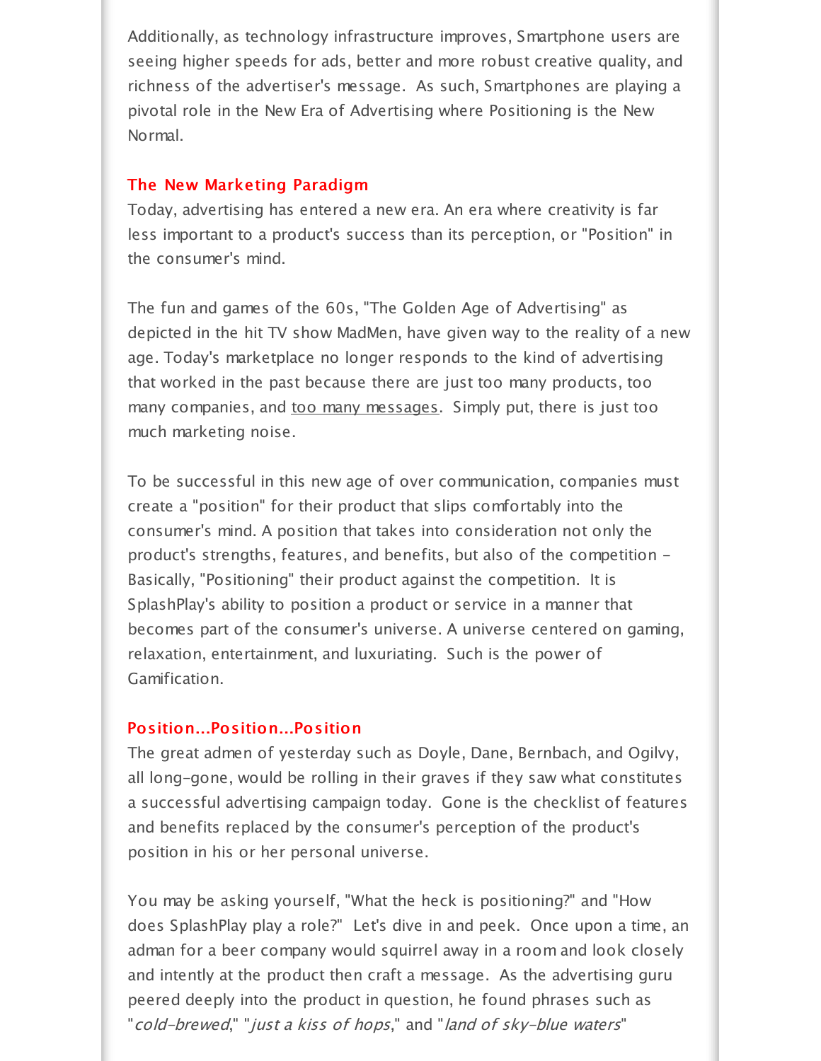Additionally, as technology infrastructure improves, Smartphone users are seeing higher speeds for ads, better and more robust creative quality, and richness of the advertiser's message. As such, Smartphones are playing a pivotal role in the New Era of Advertising where Positioning is the New Normal.

## The New Marketing Paradigm

Today, advertising has entered a new era. An era where creativity is far less important to a product's success than its perception, or "Position" in the consumer's mind.

The fun and games of the 60s, "The Golden Age of Advertising" as depicted in the hit TV show MadMen, have given way to the reality of a new age. Today's marketplace no longer responds to the kind of advertising that worked in the past because there are just too many products, too many companies, and too many messages. Simply put, there is just too much marketing noise.

To be successful in this new age of over communication, companies must create a "position" for their product that slips comfortably into the consumer's mind. A position that takes into consideration not only the product's strengths, features, and benefits, but also of the competition - Basically, "Positioning" their product against the competition. It is SplashPlay's ability to position a product or service in a manner that becomes part of the consumer's universe. A universe centered on gaming, relaxation, entertainment, and luxuriating. Such is the power of Gamification.

## Position...Position...Position

The great admen of yesterday such as Doyle, Dane, Bernbach, and Ogilvy, all long-gone, would be rolling in their graves if they saw what constitutes a successful advertising campaign today. Gone is the checklist of features and benefits replaced by the consumer's perception of the product's position in his or her personal universe.

You may be asking yourself, "What the heck is positioning?" and "How does SplashPlay play a role?" Let's dive in and peek. Once upon a time, an adman for a beer company would squirrel away in a room and look closely and intently at the product then craft a message. As the advertising guru peered deeply into the product in question, he found phrases such as "*cold-brewed*," "*just a kiss of hops*," and "*land of sky-blue waters*"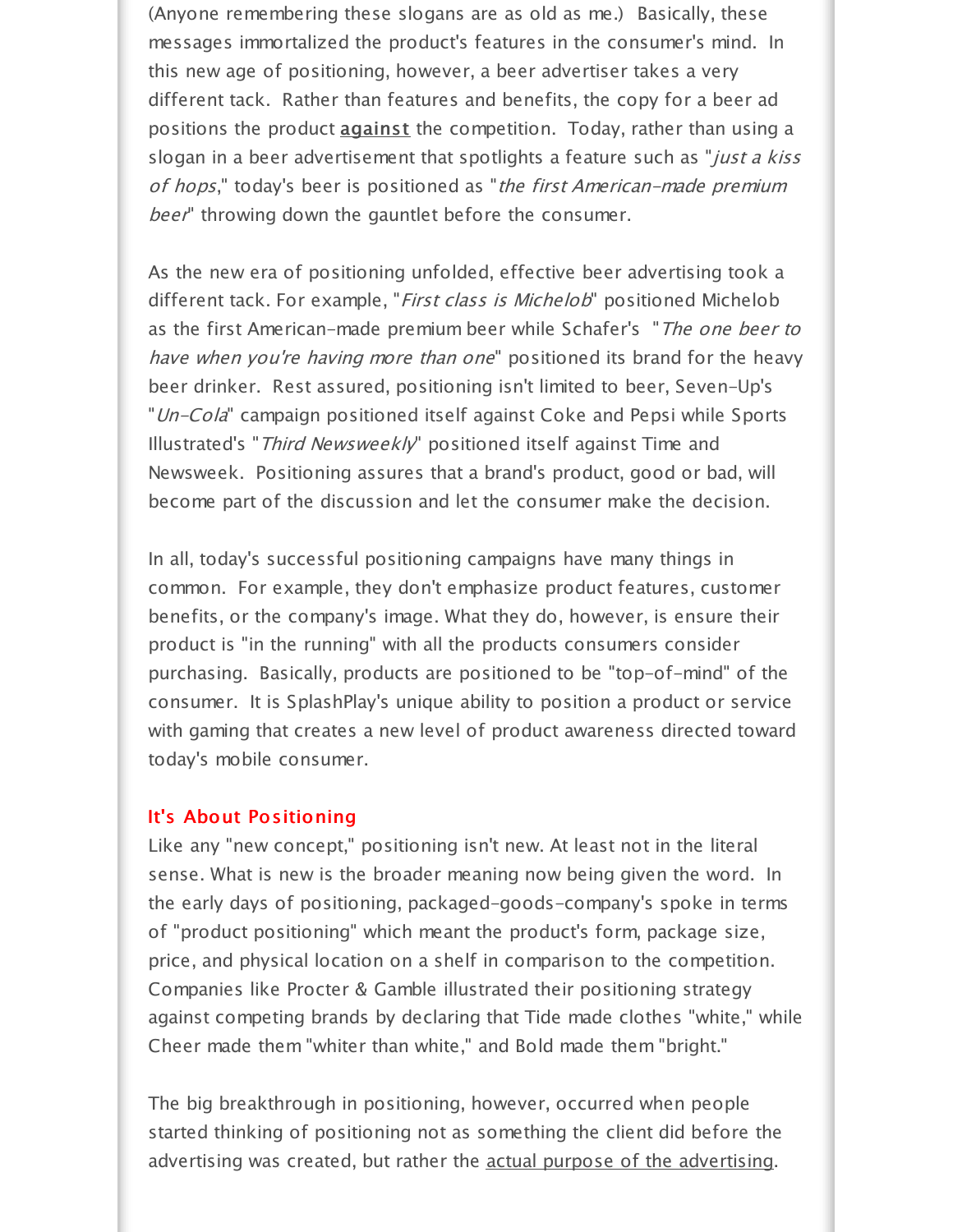(Anyone remembering these slogans are as old as me.) Basically, these messages immortalized the product's features in the consumer's mind. In this new age of positioning, however, a beer advertiser takes a very different tack. Rather than features and benefits, the copy for a beer ad positions the product **<u>against</u>** the competition. Today, rather than using a slogan in a beer advertisement that spotlights a feature such as "*just a kiss of hops*," today's beer is positioned as "*the first American-made premium beer*" throwing down the gauntlet before the consumer.

As the new era of positioning unfolded, effective beer advertising took a different tack. For example, "*First class is Michelob*" positioned Michelob as the first American-made premium beer while Schafer's "*The one beer to have when you're having more than one*" positioned its brand for the heavy beer drinker. Rest assured, positioning isn't limited to beer, Seven-Up's "*Un-Cola*" campaign positioned itself against Coke and Pepsi while Sports Illustrated's "*Third Newsweekly*" positioned itself against Time and Newsweek. Positioning assures that a brand's product, good or bad, will become part of the discussion and let the consumer make the decision.

In all, today's successful positioning campaigns have many things in common. For example, they don't emphasize product features, customer benefits, or the company's image. What they do, however, is ensure their product is "in the running" with all the products consumers consider purchasing. Basically, products are positioned to be "top-of-mind" of the consumer. It is SplashPlay's unique ability to position a product or service with gaming that creates a new level of product awareness directed toward today's mobile consumer.

### It's About Positioning

Like any "new concept," positioning isn't new. At least not in the literal sense. What is new is the broader meaning now being given the word. In the early days of positioning, packaged-goods-company's spoke in terms of "product positioning" which meant the product's form, package size, price, and physical location on a shelf in comparison to the competition. Companies like Procter & Gamble illustrated their positioning strategy against competing brands by declaring that Tide made clothes "white," while Cheer made them "whiter than white," and Bold made them "bright."

The big breakthrough in positioning, however, occurred when people started thinking of positioning not as something the client did before the advertising was created, but rather the <u>actual purpose of the advertising</u>.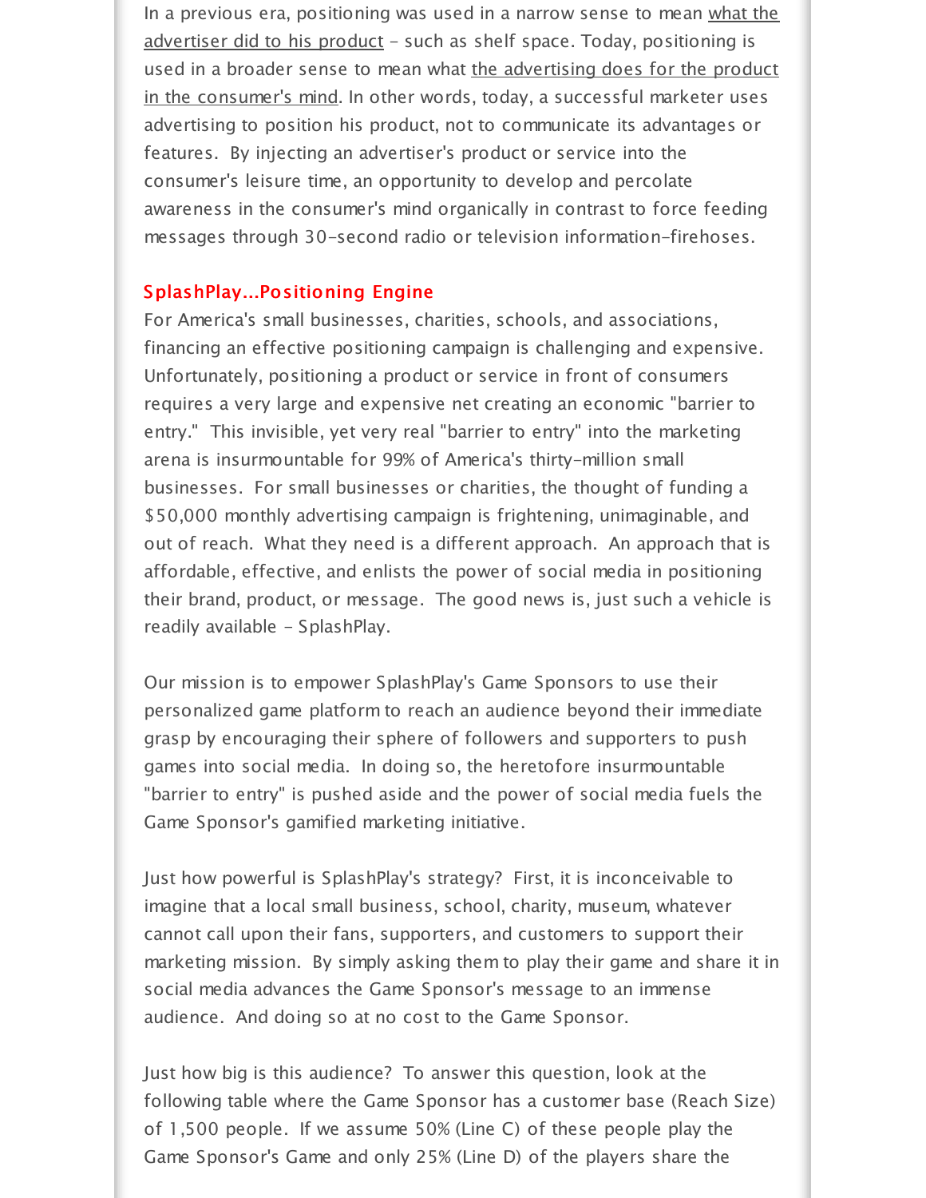In a previous era, positioning was used in a narrow sense to mean what the advertiser did to his product - such as shelf space. Today, positioning is used in a broader sense to mean what the advertising does for the product in the consumer's mind. In other words, today, a successful marketer uses advertising to position his product, not to communicate its advantages or features. By injecting an advertiser's product or service into the consumer's leisure time, an opportunity to develop and percolate awareness in the consumer's mind organically in contrast to force feeding messages through 30-second radio or television information-firehoses.

## SplashPlay...Positioning Engine

For America's small businesses, charities, schools, and associations, financing an effective positioning campaign is challenging and expensive. Unfortunately, positioning a product or service in front of consumers requires a very large and expensive net creating an economic "barrier to entry." This invisible, yet very real "barrier to entry" into the marketing arena is insurmountable for 99% of America's thirty-million small businesses. For small businesses or charities, the thought of funding a $50,000 monthly advertising campaign is frightening, unimaginable, and out of reach. What they need is a different approach. An approach that is affordable, effective, and enlists the power of social media in positioning their brand, product, or message. The good news is, just such a vehicle is readily available - SplashPlay.

Our mission is to empower SplashPlay's Game Sponsors to use their personalized game platform to reach an audience beyond their immediate grasp by encouraging their sphere of followers and supporters to push games into social media. In doing so, the heretofore insurmountable "barrier to entry" is pushed aside and the power of social media fuels the Game Sponsor's gamified marketing initiative.

Just how powerful is SplashPlay's strategy? First, it is inconceivable to imagine that a local small business, school, charity, museum, whatever cannot call upon their fans, supporters, and customers to support their marketing mission. By simply asking them to play their game and share it in social media advances the Game Sponsor's message to an immense audience. And doing so at no cost to the Game Sponsor.

Just how big is this audience? To answer this question, look at the following table where the Game Sponsor has a customer base (Reach Size) of 1,500 people. If we assume 50% (Line C) of these people play the Game Sponsor's Game and only 25% (Line D) of the players share the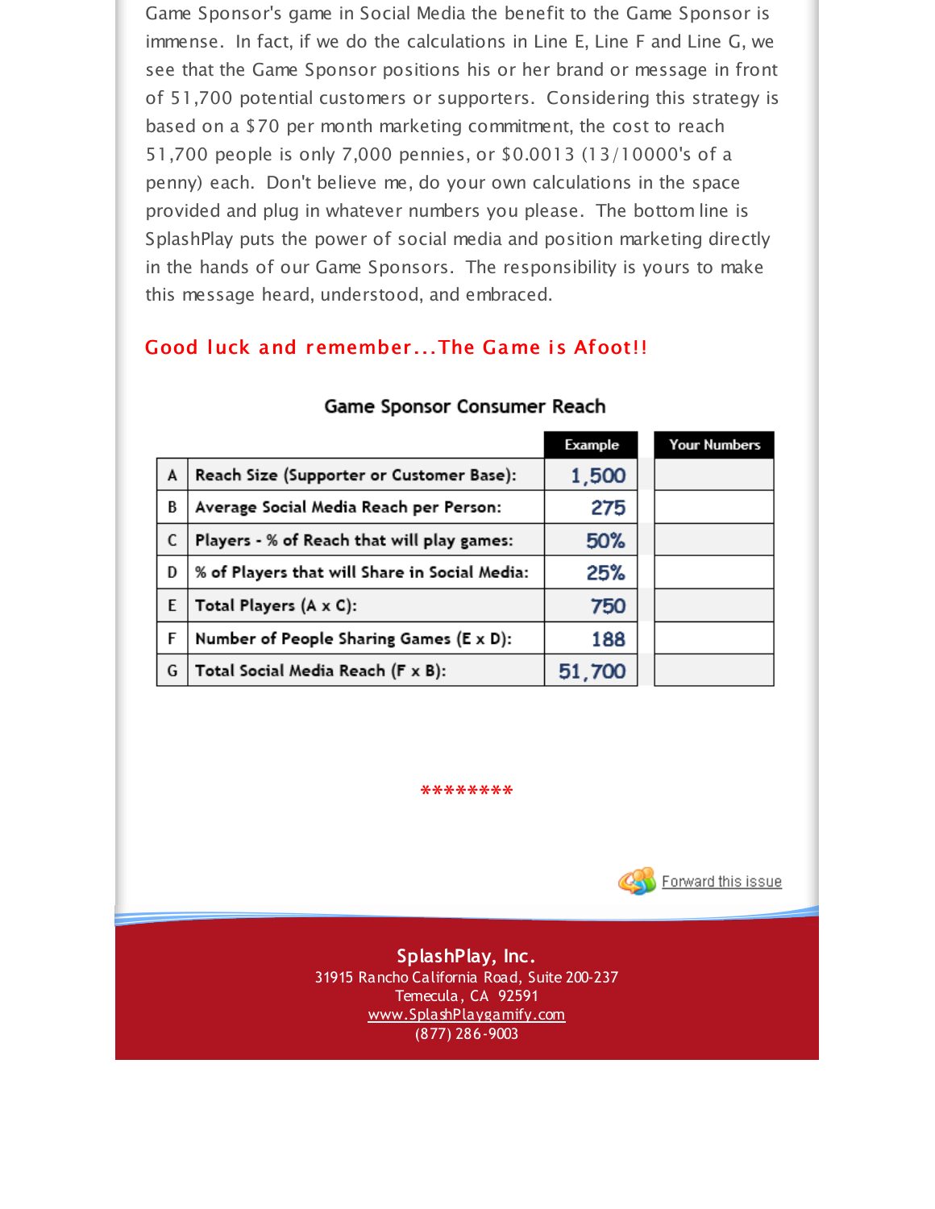Game Sponsor's game in Social Media the benefit to the Game Sponsor is immense. In fact, if we do the calculations in Line E, Line F and Line G, we see that the Game Sponsor positions his or her brand or message in front of 51,700 potential customers or supporters. Considering this strategy is based on a $70 per month marketing commitment, the cost to reach 51,700 people is only 7,000 pennies, or $0.0013 (13/10000's of a penny) each. Don't believe me, do your own calculations in the space provided and plug in whatever numbers you please. The bottom line is SplashPlay puts the power of social media and position marketing directly in the hands of our Game Sponsors. The responsibility is yours to make this message heard, understood, and embraced.

**Good luck and remember...The Game is Afoot!!**

**Game Sponsor Consumer Reach**

| | | Example | Your Numbers |
|---|---|---|---|
| A | Reach Size (Supporter or Customer Base): | 1,500 | |
| B | Average Social Media Reach per Person: | 275 | |
| C | Players - % of Reach that will play games: | 50% | |
| D | % of Players that will Share in Social Media: | 25% | |
| E | Total Players (A x C): | 750 | |
| F | Number of People Sharing Games (E x D): | 188 | |
| G | Total Social Media Reach (F x B): | 51,700 | |

********

Forward this issue

**SplashPlay, Inc.**
31915 Rancho California Road, Suite 200-237
Temecula, CA 92591
www.SplashPlaygamify.com
(877) 286-9003